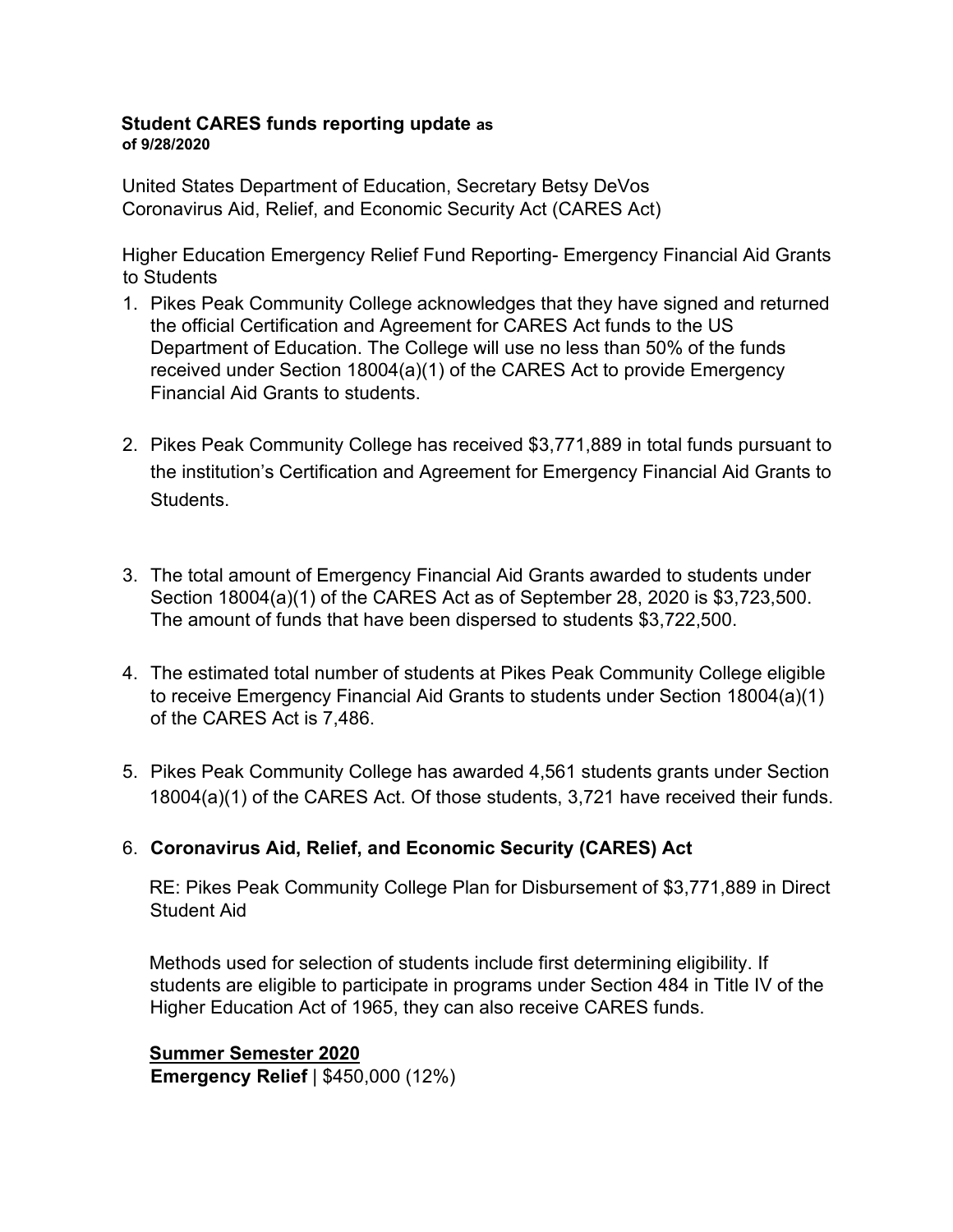**Student CARES funds reporting update as of 9/28/2020**

United States Department of Education, Secretary Betsy DeVos
Coronavirus Aid, Relief, and Economic Security Act (CARES Act)

Higher Education Emergency Relief Fund Reporting- Emergency Financial Aid Grants to Students

1. Pikes Peak Community College acknowledges that they have signed and returned the official Certification and Agreement for CARES Act funds to the US Department of Education. The College will use no less than 50% of the funds received under Section 18004(a)(1) of the CARES Act to provide Emergency Financial Aid Grants to students.

2. Pikes Peak Community College has received $3,771,889 in total funds pursuant to the institution's Certification and Agreement for Emergency Financial Aid Grants to Students.

3. The total amount of Emergency Financial Aid Grants awarded to students under Section 18004(a)(1) of the CARES Act as of September 28, 2020 is $3,723,500. The amount of funds that have been dispersed to students $3,722,500.

4. The estimated total number of students at Pikes Peak Community College eligible to receive Emergency Financial Aid Grants to students under Section 18004(a)(1) of the CARES Act is 7,486.

5. Pikes Peak Community College has awarded 4,561 students grants under Section 18004(a)(1) of the CARES Act. Of those students, 3,721 have received their funds.

6. **Coronavirus Aid, Relief, and Economic Security (CARES) Act**

   RE: Pikes Peak Community College Plan for Disbursement of $3,771,889 in Direct Student Aid

   Methods used for selection of students include first determining eligibility. If students are eligible to participate in programs under Section 484 in Title IV of the Higher Education Act of 1965, they can also receive CARES funds.

   **Summer Semester 2020**
   **Emergency Relief** | $450,000 (12%)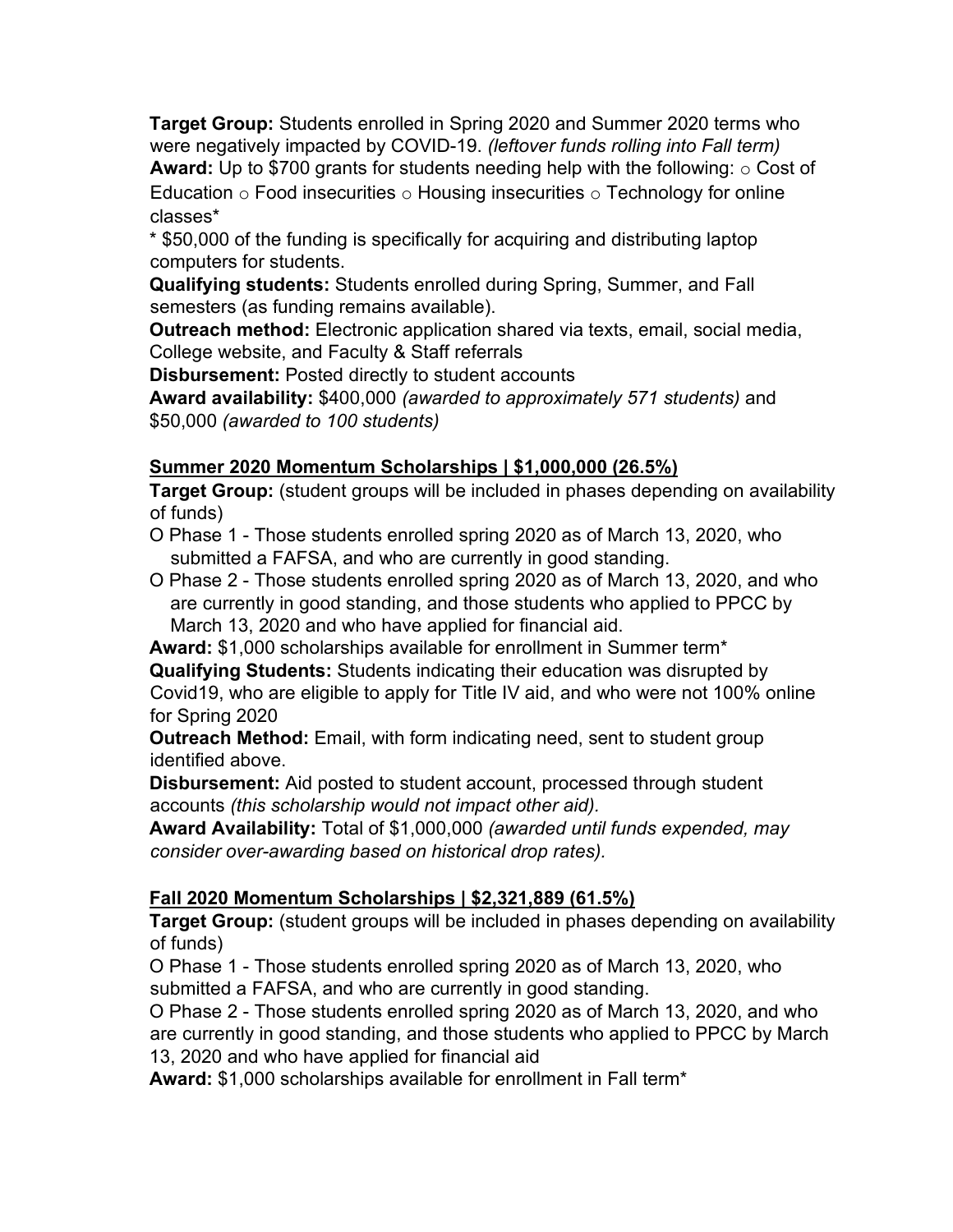**Target Group:** Students enrolled in Spring 2020 and Summer 2020 terms who were negatively impacted by COVID-19. *(leftover funds rolling into Fall term)*
**Award:** Up to $700 grants for students needing help with the following: ○ Cost of Education ○ Food insecurities ○ Housing insecurities ○ Technology for online classes*
* $50,000 of the funding is specifically for acquiring and distributing laptop computers for students.
**Qualifying students:** Students enrolled during Spring, Summer, and Fall semesters (as funding remains available).
**Outreach method:** Electronic application shared via texts, email, social media, College website, and Faculty & Staff referrals
**Disbursement:** Posted directly to student accounts
**Award availability:** $400,000 *(awarded to approximately 571 students)* and $50,000 *(awarded to 100 students)*

**<u>Summer 2020 Momentum Scholarships | $1,000,000 (26.5%)</u>**

**Target Group:** (student groups will be included in phases depending on availability of funds)

- O Phase 1 - Those students enrolled spring 2020 as of March 13, 2020, who submitted a FAFSA, and who are currently in good standing.
- O Phase 2 - Those students enrolled spring 2020 as of March 13, 2020, and who are currently in good standing, and those students who applied to PPCC by March 13, 2020 and who have applied for financial aid.

**Award:** $1,000 scholarships available for enrollment in Summer term*
**Qualifying Students:** Students indicating their education was disrupted by Covid19, who are eligible to apply for Title IV aid, and who were not 100% online for Spring 2020
**Outreach Method:** Email, with form indicating need, sent to student group identified above.
**Disbursement:** Aid posted to student account, processed through student accounts *(this scholarship would not impact other aid).*
**Award Availability:** Total of $1,000,000 *(awarded until funds expended, may consider over-awarding based on historical drop rates).*

**<u>Fall 2020 Momentum Scholarships | $2,321,889 (61.5%)</u>**

**Target Group:** (student groups will be included in phases depending on availability of funds)

O Phase 1 - Those students enrolled spring 2020 as of March 13, 2020, who submitted a FAFSA, and who are currently in good standing.
O Phase 2 - Those students enrolled spring 2020 as of March 13, 2020, and who are currently in good standing, and those students who applied to PPCC by March 13, 2020 and who have applied for financial aid

**Award:** $1,000 scholarships available for enrollment in Fall term*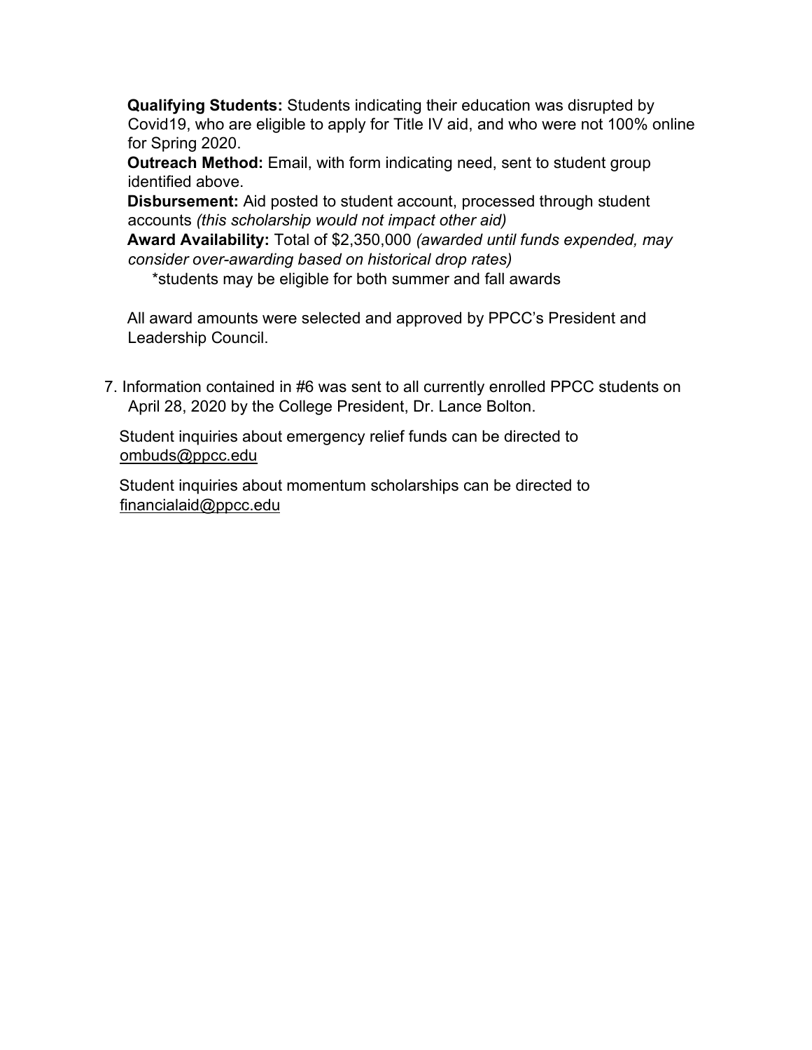**Qualifying Students:** Students indicating their education was disrupted by Covid19, who are eligible to apply for Title IV aid, and who were not 100% online for Spring 2020.
**Outreach Method:** Email, with form indicating need, sent to student group identified above.
**Disbursement:** Aid posted to student account, processed through student accounts *(this scholarship would not impact other aid)*
**Award Availability:** Total of $2,350,000 *(awarded until funds expended, may consider over-awarding based on historical drop rates)*
*students may be eligible for both summer and fall awards

All award amounts were selected and approved by PPCC's President and Leadership Council.

7. Information contained in #6 was sent to all currently enrolled PPCC students on April 28, 2020 by the College President, Dr. Lance Bolton.

Student inquiries about emergency relief funds can be directed to ombuds@ppcc.edu

Student inquiries about momentum scholarships can be directed to financialaid@ppcc.edu